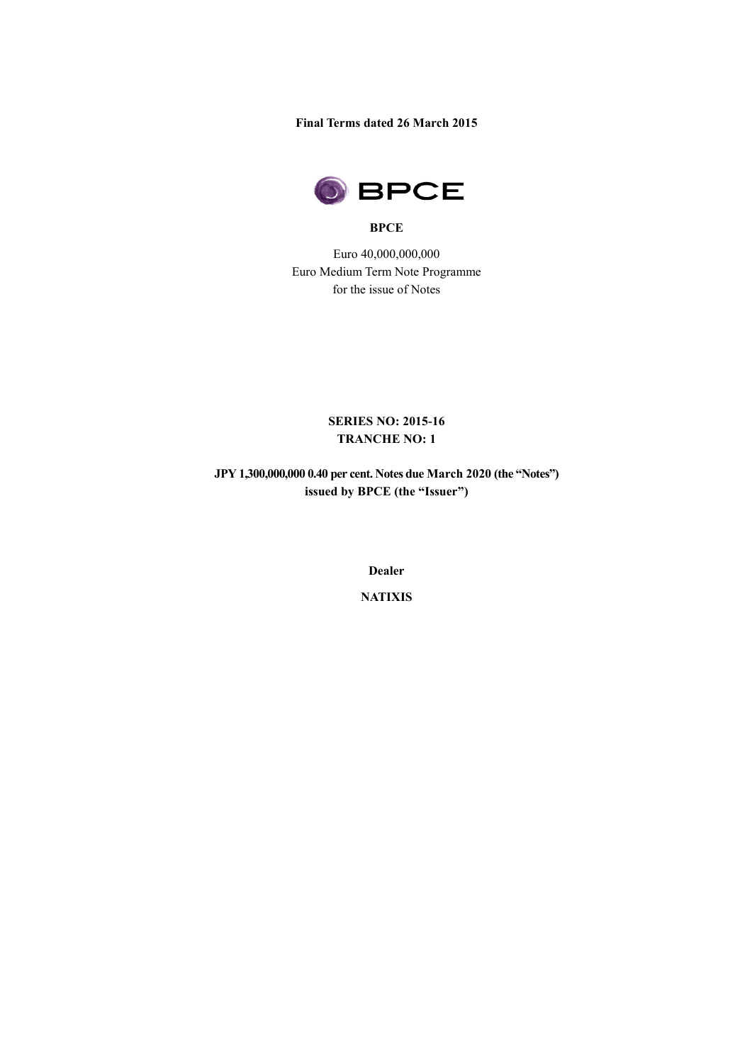**Final Terms dated 26 March 2015**

**BPCE**

Euro 40,000,000,000
Euro Medium Term Note Programme
for the issue of Notes

**SERIES NO: 2015-16**
**TRANCHE NO: 1**

**JPY 1,300,000,000 0.40 per cent. Notes due March 2020 (the "Notes")**
**issued by BPCE (the "Issuer")**

**Dealer**

**NATIXIS**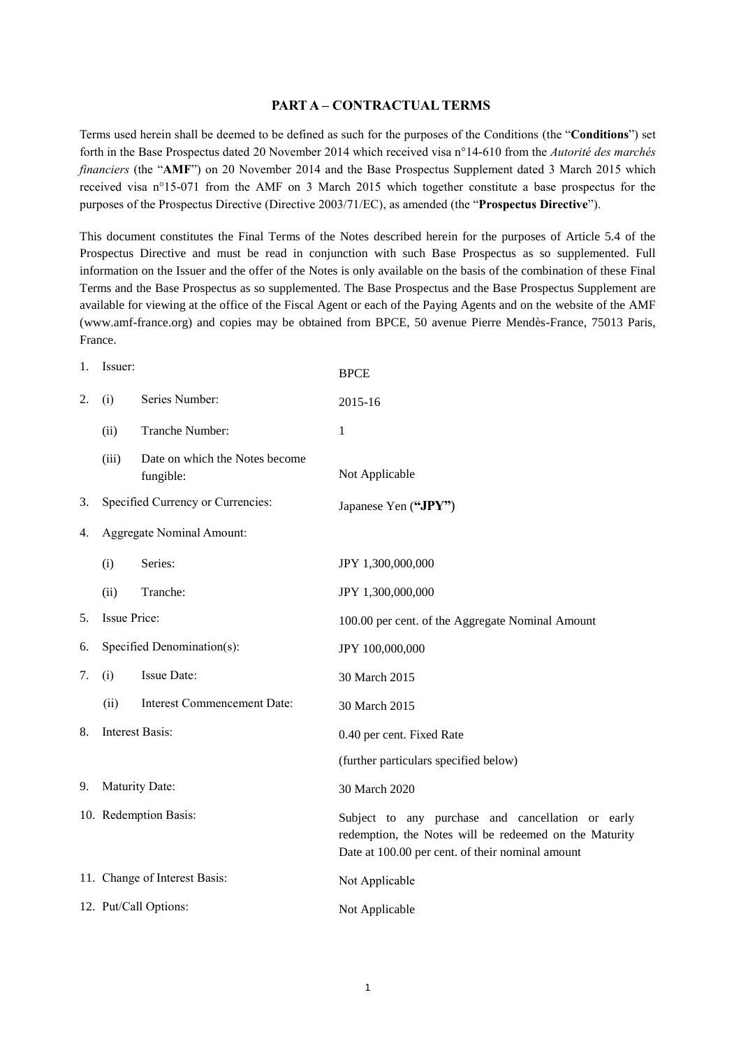## PART A – CONTRACTUAL TERMS

Terms used herein shall be deemed to be defined as such for the purposes of the Conditions (the "**Conditions**") set forth in the Base Prospectus dated 20 November 2014 which received visa n°14-610 from the *Autorité des marchés financiers* (the "**AMF**") on 20 November 2014 and the Base Prospectus Supplement dated 3 March 2015 which received visa n°15-071 from the AMF on 3 March 2015 which together constitute a base prospectus for the purposes of the Prospectus Directive (Directive 2003/71/EC), as amended (the "**Prospectus Directive**").

This document constitutes the Final Terms of the Notes described herein for the purposes of Article 5.4 of the Prospectus Directive and must be read in conjunction with such Base Prospectus as so supplemented. Full information on the Issuer and the offer of the Notes is only available on the basis of the combination of these Final Terms and the Base Prospectus as so supplemented. The Base Prospectus and the Base Prospectus Supplement are available for viewing at the office of the Fiscal Agent or each of the Paying Agents and on the website of the AMF (www.amf-france.org) and copies may be obtained from BPCE, 50 avenue Pierre Mendès-France, 75013 Paris, France.

| | | | |
|---|---|---|---|
| 1. | Issuer: | | BPCE |
| 2. | (i) | Series Number: | 2015-16 |
| | (ii) | Tranche Number: | 1 |
| | (iii) | Date on which the Notes become fungible: | Not Applicable |
| 3. | Specified Currency or Currencies: | | Japanese Yen (**"JPY"**) |
| 4. | Aggregate Nominal Amount: | | |
| | (i) | Series: | JPY 1,300,000,000 |
| | (ii) | Tranche: | JPY 1,300,000,000 |
| 5. | Issue Price: | | 100.00 per cent. of the Aggregate Nominal Amount |
| 6. | Specified Denomination(s): | | JPY 100,000,000 |
| 7. | (i) | Issue Date: | 30 March 2015 |
| | (ii) | Interest Commencement Date: | 30 March 2015 |
| 8. | Interest Basis: | | 0.40 per cent. Fixed Rate<br>(further particulars specified below) |
| 9. | Maturity Date: | | 30 March 2020 |
| 10. | Redemption Basis: | | Subject to any purchase and cancellation or early redemption, the Notes will be redeemed on the Maturity Date at 100.00 per cent. of their nominal amount |
| 11. | Change of Interest Basis: | | Not Applicable |
| 12. | Put/Call Options: | | Not Applicable |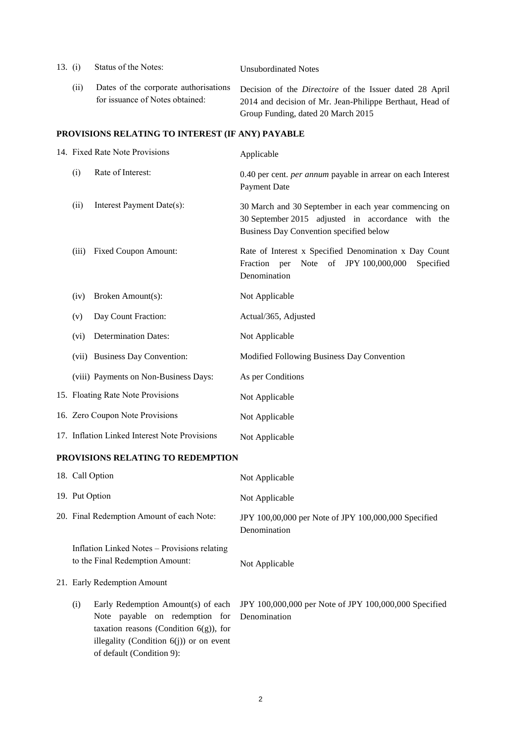| | | |
|---|---|---|
| 13. (i) | Status of the Notes: | Unsubordinated Notes |
| (ii) | Dates of the corporate authorisations for issuance of Notes obtained: | Decision of the *Directoire* of the Issuer dated 28 April 2014 and decision of Mr. Jean-Philippe Berthaut, Head of Group Funding, dated 20 March 2015 |

## PROVISIONS RELATING TO INTEREST (IF ANY) PAYABLE

| | | |
|---|---|---|
| 14. | Fixed Rate Note Provisions | Applicable |
| (i) | Rate of Interest: | 0.40 per cent. *per annum* payable in arrear on each Interest Payment Date |
| (ii) | Interest Payment Date(s): | 30 March and 30 September in each year commencing on 30 September 2015 adjusted in accordance with the Business Day Convention specified below |
| (iii) | Fixed Coupon Amount: | Rate of Interest x Specified Denomination x Day Count Fraction per Note of JPY 100,000,000 Specified Denomination |
| (iv) | Broken Amount(s): | Not Applicable |
| (v) | Day Count Fraction: | Actual/365, Adjusted |
| (vi) | Determination Dates: | Not Applicable |
| (vii) | Business Day Convention: | Modified Following Business Day Convention |
| (viii) | Payments on Non-Business Days: | As per Conditions |
| 15. | Floating Rate Note Provisions | Not Applicable |
| 16. | Zero Coupon Note Provisions | Not Applicable |
| 17. | Inflation Linked Interest Note Provisions | Not Applicable |

## PROVISIONS RELATING TO REDEMPTION

| | | |
|---|---|---|
| 18. | Call Option | Not Applicable |
| 19. | Put Option | Not Applicable |
| 20. | Final Redemption Amount of each Note: | JPY 100,00,000 per Note of JPY 100,000,000 Specified Denomination |
| | Inflation Linked Notes – Provisions relating to the Final Redemption Amount: | Not Applicable |
| 21. | Early Redemption Amount | |
| (i) | Early Redemption Amount(s) of each Note payable on redemption for taxation reasons (Condition 6(g)), for illegality (Condition 6(j)) or on event of default (Condition 9): | JPY 100,000,000 per Note of JPY 100,000,000 Specified Denomination |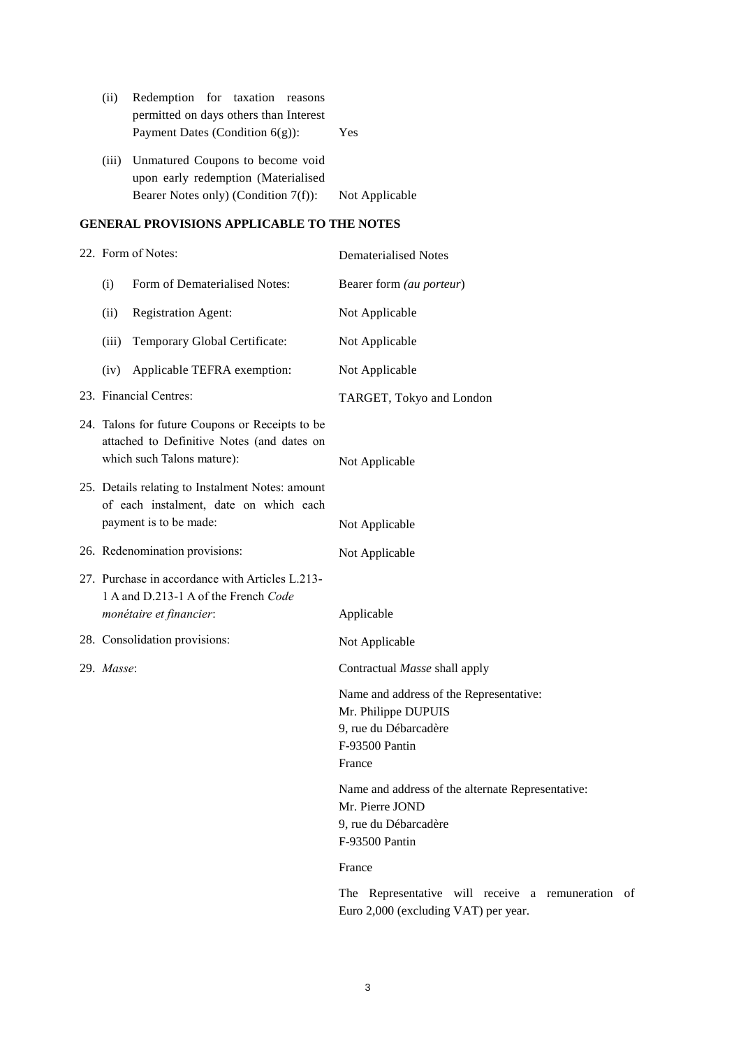| | |
|---|---|
| (ii) Redemption for taxation reasons permitted on days others than Interest Payment Dates (Condition 6(g)): | Yes |
| (iii) Unmatured Coupons to become void upon early redemption (Materialised Bearer Notes only) (Condition 7(f)): | Not Applicable |

## GENERAL PROVISIONS APPLICABLE TO THE NOTES

| | |
|---|---|
| 22. Form of Notes: | Dematerialised Notes |
| (i) Form of Dematerialised Notes: | Bearer form *(au porteur)* |
| (ii) Registration Agent: | Not Applicable |
| (iii) Temporary Global Certificate: | Not Applicable |
| (iv) Applicable TEFRA exemption: | Not Applicable |
| 23. Financial Centres: | TARGET, Tokyo and London |
| 24. Talons for future Coupons or Receipts to be attached to Definitive Notes (and dates on which such Talons mature): | Not Applicable |
| 25. Details relating to Instalment Notes: amount of each instalment, date on which each payment is to be made: | Not Applicable |
| 26. Redenomination provisions: | Not Applicable |
| 27. Purchase in accordance with Articles L.213-1 A and D.213-1 A of the French *Code monétaire et financier*: | Applicable |
| 28. Consolidation provisions: | Not Applicable |
| 29. *Masse*: | Contractual *Masse* shall apply<br><br>Name and address of the Representative:<br>Mr. Philippe DUPUIS<br>9, rue du Débarcadère<br>F-93500 Pantin<br>France<br><br>Name and address of the alternate Representative:<br>Mr. Pierre JOND<br>9, rue du Débarcadère<br>F-93500 Pantin<br>France<br><br>The Representative will receive a remuneration of Euro 2,000 (excluding VAT) per year. |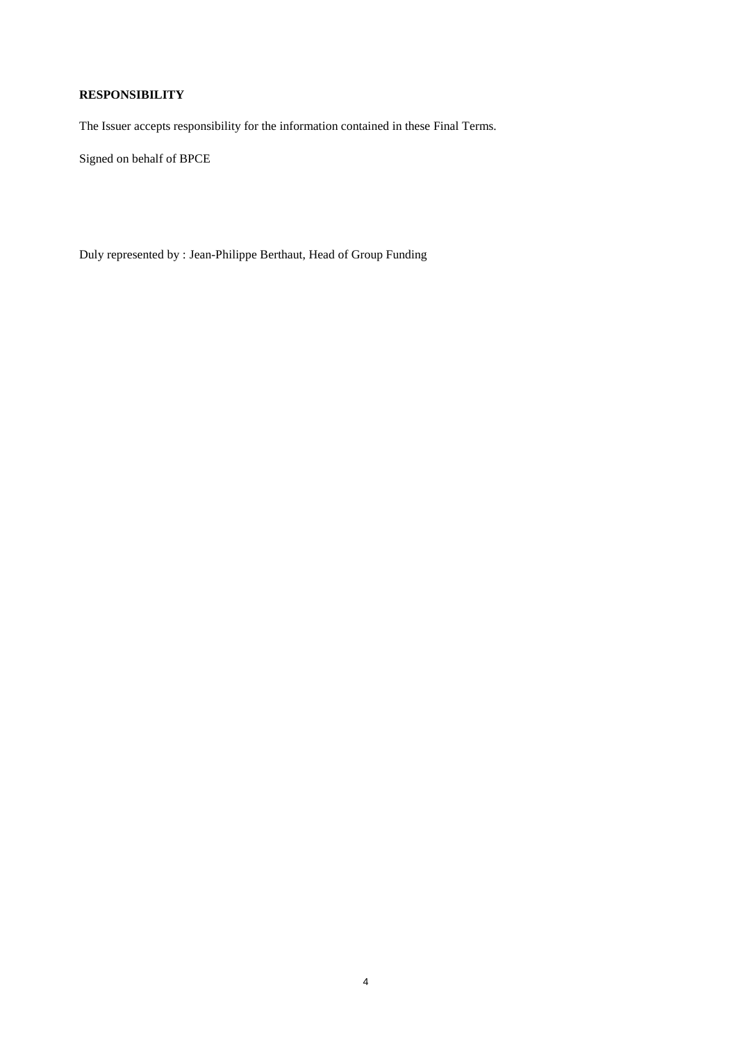**RESPONSIBILITY**

The Issuer accepts responsibility for the information contained in these Final Terms.

Signed on behalf of BPCE

Duly represented by : Jean-Philippe Berthaut, Head of Group Funding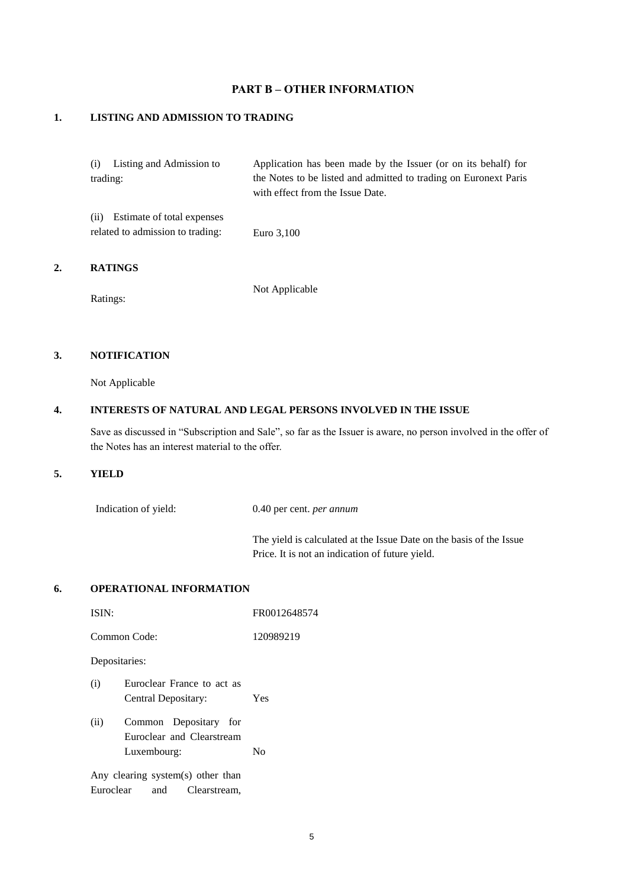# PART B – OTHER INFORMATION

## 1. LISTING AND ADMISSION TO TRADING

| | |
|---|---|
| (i) Listing and Admission to trading: | Application has been made by the Issuer (or on its behalf) for the Notes to be listed and admitted to trading on Euronext Paris with effect from the Issue Date. |
| (ii) Estimate of total expenses related to admission to trading: | Euro 3,100 |

## 2. RATINGS

| | |
|---|---|
| Ratings: | Not Applicable |

## 3. NOTIFICATION

Not Applicable

## 4. INTERESTS OF NATURAL AND LEGAL PERSONS INVOLVED IN THE ISSUE

Save as discussed in "Subscription and Sale", so far as the Issuer is aware, no person involved in the offer of the Notes has an interest material to the offer.

## 5. YIELD

| | |
|---|---|
| Indication of yield: | 0.40 per cent. *per annum* |
| | The yield is calculated at the Issue Date on the basis of the Issue Price. It is not an indication of future yield. |

## 6. OPERATIONAL INFORMATION

| | |
|---|---|
| ISIN: | FR0012648574 |
| Common Code: | 120989219 |
| Depositaries: | |
| (i) Euroclear France to act as Central Depositary: | Yes |
| (ii) Common Depositary for Euroclear and Clearstream Luxembourg: | No |
| Any clearing system(s) other than Euroclear and Clearstream, | |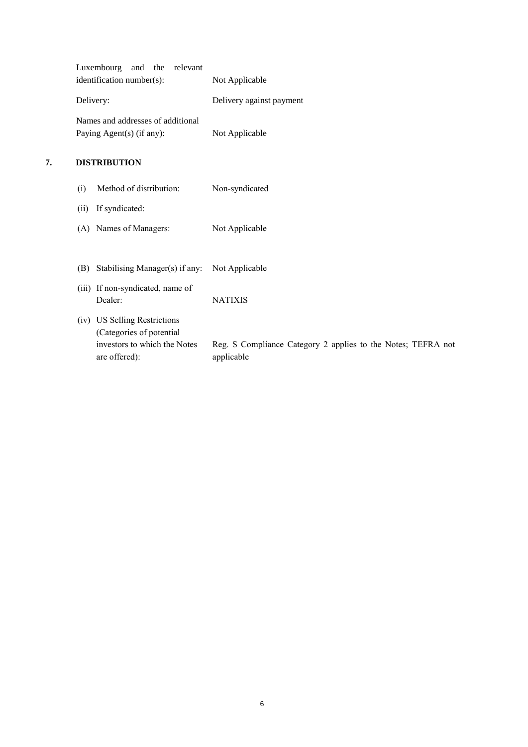| | |
|---|---|
| Luxembourg and the relevant identification number(s): | Not Applicable |
| Delivery: | Delivery against payment |
| Names and addresses of additional Paying Agent(s) (if any): | Not Applicable |

## 7. DISTRIBUTION

| | |
|---|---|
| (i) Method of distribution: | Non-syndicated |
| (ii) If syndicated: | |
| (A) Names of Managers: | Not Applicable |
| (B) Stabilising Manager(s) if any: | Not Applicable |
| (iii) If non-syndicated, name of Dealer: | NATIXIS |
| (iv) US Selling Restrictions (Categories of potential investors to which the Notes are offered): | Reg. S Compliance Category 2 applies to the Notes; TEFRA not applicable |